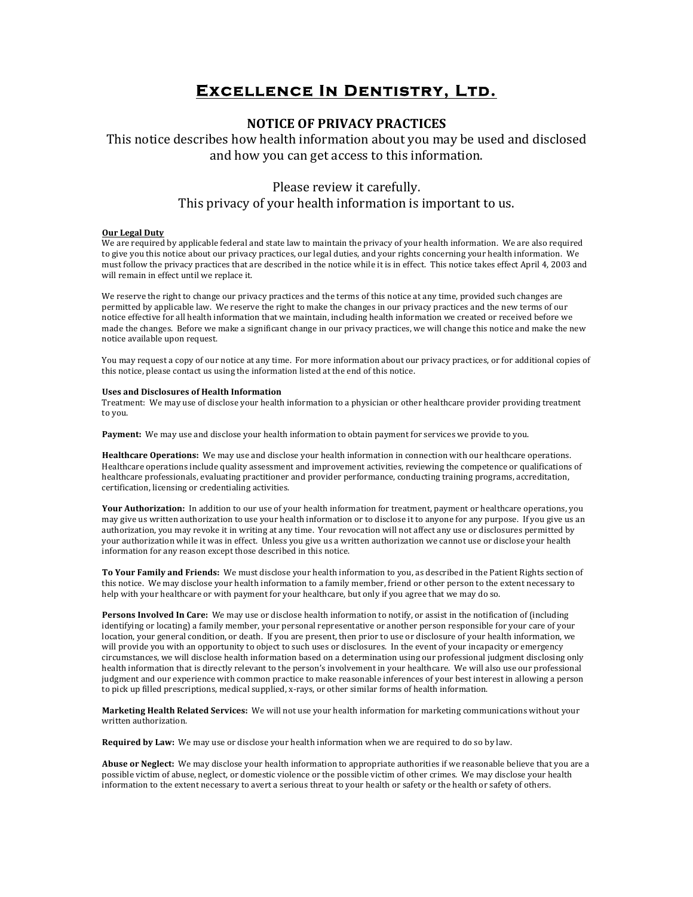# Excellence In Dentistry, Ltd.

## NOTICE OF PRIVACY PRACTICES

This notice describes how health information about you may be used and disclosed and how you can get access to this information.

Please review it carefully.
This privacy of your health information is important to us.

**Our Legal Duty**

We are required by applicable federal and state law to maintain the privacy of your health information. We are also required to give you this notice about our privacy practices, our legal duties, and your rights concerning your health information. We must follow the privacy practices that are described in the notice while it is in effect. This notice takes effect April 4, 2003 and will remain in effect until we replace it.

We reserve the right to change our privacy practices and the terms of this notice at any time, provided such changes are permitted by applicable law. We reserve the right to make the changes in our privacy practices and the new terms of our notice effective for all health information that we maintain, including health information we created or received before we made the changes. Before we make a significant change in our privacy practices, we will change this notice and make the new notice available upon request.

You may request a copy of our notice at any time. For more information about our privacy practices, or for additional copies of this notice, please contact us using the information listed at the end of this notice.

**Uses and Disclosures of Health Information**

Treatment: We may use of disclose your health information to a physician or other healthcare provider providing treatment to you.

**Payment:** We may use and disclose your health information to obtain payment for services we provide to you.

**Healthcare Operations:** We may use and disclose your health information in connection with our healthcare operations. Healthcare operations include quality assessment and improvement activities, reviewing the competence or qualifications of healthcare professionals, evaluating practitioner and provider performance, conducting training programs, accreditation, certification, licensing or credentialing activities.

**Your Authorization:** In addition to our use of your health information for treatment, payment or healthcare operations, you may give us written authorization to use your health information or to disclose it to anyone for any purpose. If you give us an authorization, you may revoke it in writing at any time. Your revocation will not affect any use or disclosures permitted by your authorization while it was in effect. Unless you give us a written authorization we cannot use or disclose your health information for any reason except those described in this notice.

**To Your Family and Friends:** We must disclose your health information to you, as described in the Patient Rights section of this notice. We may disclose your health information to a family member, friend or other person to the extent necessary to help with your healthcare or with payment for your healthcare, but only if you agree that we may do so.

**Persons Involved In Care:** We may use or disclose health information to notify, or assist in the notification of (including identifying or locating) a family member, your personal representative or another person responsible for your care of your location, your general condition, or death. If you are present, then prior to use or disclosure of your health information, we will provide you with an opportunity to object to such uses or disclosures. In the event of your incapacity or emergency circumstances, we will disclose health information based on a determination using our professional judgment disclosing only health information that is directly relevant to the person's involvement in your healthcare. We will also use our professional judgment and our experience with common practice to make reasonable inferences of your best interest in allowing a person to pick up filled prescriptions, medical supplied, x-rays, or other similar forms of health information.

**Marketing Health Related Services:** We will not use your health information for marketing communications without your written authorization.

**Required by Law:** We may use or disclose your health information when we are required to do so by law.

**Abuse or Neglect:** We may disclose your health information to appropriate authorities if we reasonable believe that you are a possible victim of abuse, neglect, or domestic violence or the possible victim of other crimes. We may disclose your health information to the extent necessary to avert a serious threat to your health or safety or the health or safety of others.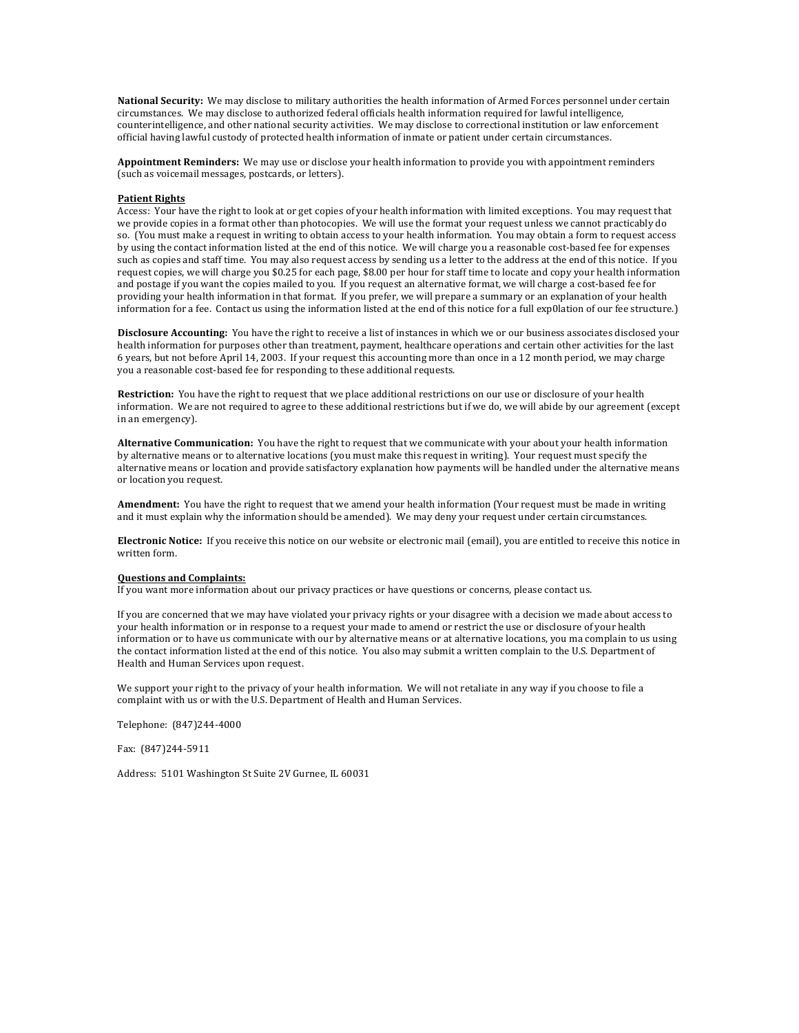**National Security:** We may disclose to military authorities the health information of Armed Forces personnel under certain circumstances. We may disclose to authorized federal officials health information required for lawful intelligence, counterintelligence, and other national security activities. We may disclose to correctional institution or law enforcement official having lawful custody of protected health information of inmate or patient under certain circumstances.

**Appointment Reminders:** We may use or disclose your health information to provide you with appointment reminders (such as voicemail messages, postcards, or letters).

**Patient Rights**

Access: Your have the right to look at or get copies of your health information with limited exceptions. You may request that we provide copies in a format other than photocopies. We will use the format your request unless we cannot practicably do so. (You must make a request in writing to obtain access to your health information. You may obtain a form to request access by using the contact information listed at the end of this notice. We will charge you a reasonable cost-based fee for expenses such as copies and staff time. You may also request access by sending us a letter to the address at the end of this notice. If you request copies, we will charge you $0.25 for each page, $8.00 per hour for staff time to locate and copy your health information and postage if you want the copies mailed to you. If you request an alternative format, we will charge a cost-based fee for providing your health information in that format. If you prefer, we will prepare a summary or an explanation of your health information for a fee. Contact us using the information listed at the end of this notice for a full exp0lation of our fee structure.)

**Disclosure Accounting:** You have the right to receive a list of instances in which we or our business associates disclosed your health information for purposes other than treatment, payment, healthcare operations and certain other activities for the last 6 years, but not before April 14, 2003. If your request this accounting more than once in a 12 month period, we may charge you a reasonable cost-based fee for responding to these additional requests.

**Restriction:** You have the right to request that we place additional restrictions on our use or disclosure of your health information. We are not required to agree to these additional restrictions but if we do, we will abide by our agreement (except in an emergency).

**Alternative Communication:** You have the right to request that we communicate with your about your health information by alternative means or to alternative locations (you must make this request in writing). Your request must specify the alternative means or location and provide satisfactory explanation how payments will be handled under the alternative means or location you request.

**Amendment:** You have the right to request that we amend your health information (Your request must be made in writing and it must explain why the information should be amended). We may deny your request under certain circumstances.

**Electronic Notice:** If you receive this notice on our website or electronic mail (email), you are entitled to receive this notice in written form.

**Questions and Complaints:**

If you want more information about our privacy practices or have questions or concerns, please contact us.

If you are concerned that we may have violated your privacy rights or your disagree with a decision we made about access to your health information or in response to a request your made to amend or restrict the use or disclosure of your health information or to have us communicate with our by alternative means or at alternative locations, you ma complain to us using the contact information listed at the end of this notice. You also may submit a written complain to the U.S. Department of Health and Human Services upon request.

We support your right to the privacy of your health information. We will not retaliate in any way if you choose to file a complaint with us or with the U.S. Department of Health and Human Services.

Telephone: (847)244-4000

Fax: (847)244-5911

Address: 5101 Washington St Suite 2V Gurnee, IL 60031